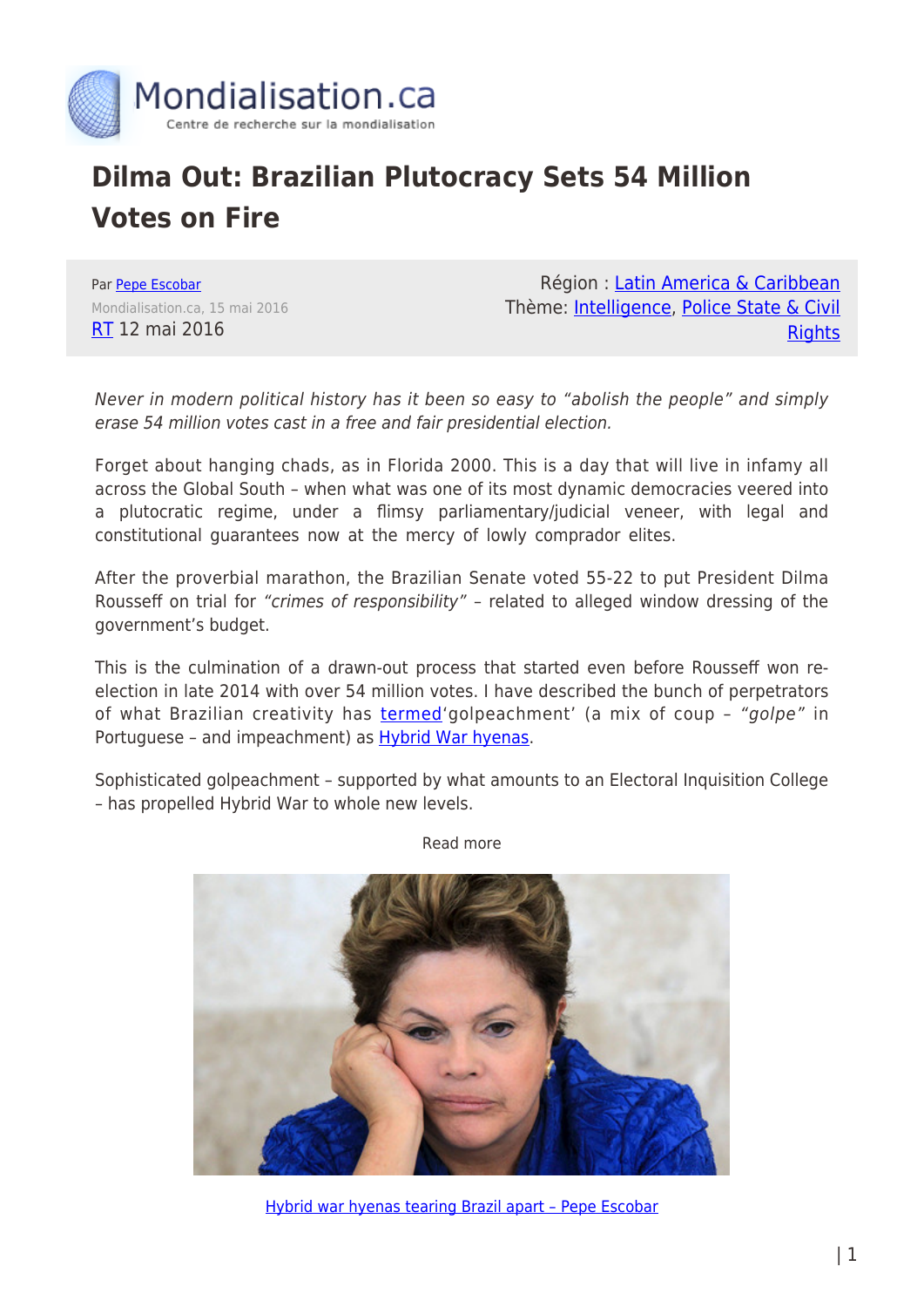# Dilma Out: Brazilian Plutocracy Sets 54 Million Votes on Fire

Par Pepe Escobar

Mondialisation.ca, 15 mai 2016

RT 12 mai 2016

Région : Latin America & Caribbean

Thème: Intelligence, Police State & Civil Rights

*Never in modern political history has it been so easy to "abolish the people" and simply erase 54 million votes cast in a free and fair presidential election.*

Forget about hanging chads, as in Florida 2000. This is a day that will live in infamy all across the Global South – when what was one of its most dynamic democracies veered into a plutocratic regime, under a flimsy parliamentary/judicial veneer, with legal and constitutional guarantees now at the mercy of lowly comprador elites.

After the proverbial marathon, the Brazilian Senate voted 55-22 to put President Dilma Rousseff on trial for *"crimes of responsibility"* – related to alleged window dressing of the government's budget.

This is the culmination of a drawn-out process that started even before Rousseff won re-election in late 2014 with over 54 million votes. I have described the bunch of perpetrators of what Brazilian creativity has termed'golpeachment' (a mix of coup – *"golpe"* in Portuguese – and impeachment) as Hybrid War hyenas.

Sophisticated golpeachment – supported by what amounts to an Electoral Inquisition College – has propelled Hybrid War to whole new levels.

Read more

Hybrid war hyenas tearing Brazil apart – Pepe Escobar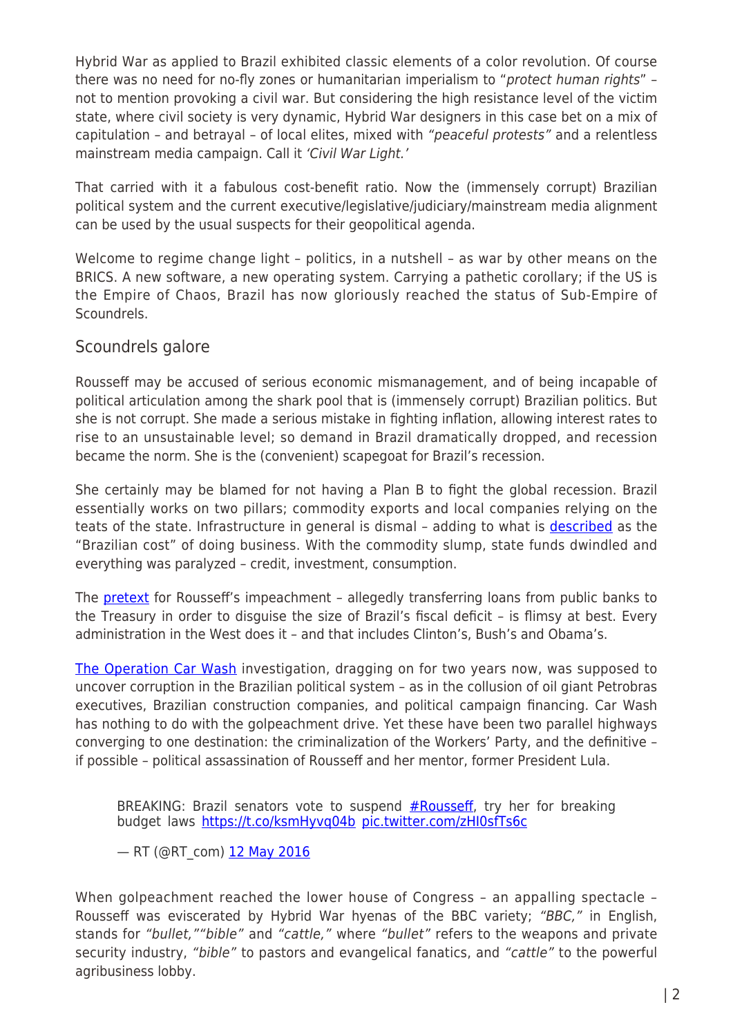Hybrid War as applied to Brazil exhibited classic elements of a color revolution. Of course there was no need for no-fly zones or humanitarian imperialism to "*protect human rights*" – not to mention provoking a civil war. But considering the high resistance level of the victim state, where civil society is very dynamic, Hybrid War designers in this case bet on a mix of capitulation – and betrayal – of local elites, mixed with *"peaceful protests"* and a relentless mainstream media campaign. Call it *'Civil War Light.'*

That carried with it a fabulous cost-benefit ratio. Now the (immensely corrupt) Brazilian political system and the current executive/legislative/judiciary/mainstream media alignment can be used by the usual suspects for their geopolitical agenda.

Welcome to regime change light – politics, in a nutshell – as war by other means on the BRICS. A new software, a new operating system. Carrying a pathetic corollary; if the US is the Empire of Chaos, Brazil has now gloriously reached the status of Sub-Empire of Scoundrels.

## Scoundrels galore

Rousseff may be accused of serious economic mismanagement, and of being incapable of political articulation among the shark pool that is (immensely corrupt) Brazilian politics. But she is not corrupt. She made a serious mistake in fighting inflation, allowing interest rates to rise to an unsustainable level; so demand in Brazil dramatically dropped, and recession became the norm. She is the (convenient) scapegoat for Brazil's recession.

She certainly may be blamed for not having a Plan B to fight the global recession. Brazil essentially works on two pillars; commodity exports and local companies relying on the teats of the state. Infrastructure in general is dismal – adding to what is described as the "Brazilian cost" of doing business. With the commodity slump, state funds dwindled and everything was paralyzed – credit, investment, consumption.

The pretext for Rousseff's impeachment – allegedly transferring loans from public banks to the Treasury in order to disguise the size of Brazil's fiscal deficit – is flimsy at best. Every administration in the West does it – and that includes Clinton's, Bush's and Obama's.

The Operation Car Wash investigation, dragging on for two years now, was supposed to uncover corruption in the Brazilian political system – as in the collusion of oil giant Petrobras executives, Brazilian construction companies, and political campaign financing. Car Wash has nothing to do with the golpeachment drive. Yet these have been two parallel highways converging to one destination: the criminalization of the Workers' Party, and the definitive – if possible – political assassination of Rousseff and her mentor, former President Lula.

> BREAKING: Brazil senators vote to suspend #Rousseff, try her for breaking budget laws https://t.co/ksmHyvq04b pic.twitter.com/zHI0sfTs6c
>
> — RT (@RT_com) 12 May 2016

When golpeachment reached the lower house of Congress – an appalling spectacle – Rousseff was eviscerated by Hybrid War hyenas of the BBC variety; *"BBC,"* in English, stands for *"bullet,"* *"bible"* and *"cattle,"* where *"bullet"* refers to the weapons and private security industry, *"bible"* to pastors and evangelical fanatics, and *"cattle"* to the powerful agribusiness lobby.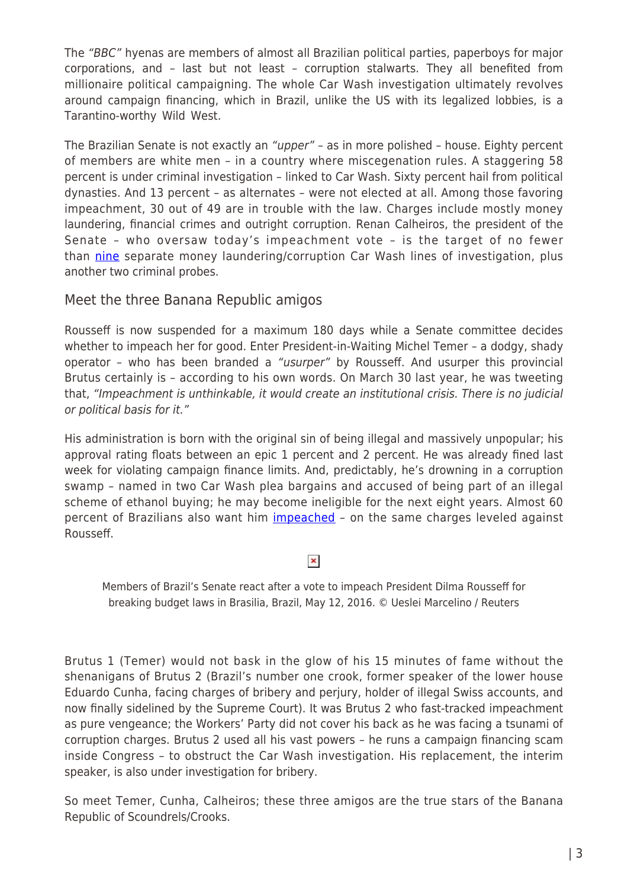The *"BBC"* hyenas are members of almost all Brazilian political parties, paperboys for major corporations, and – last but not least – corruption stalwarts. They all benefited from millionaire political campaigning. The whole Car Wash investigation ultimately revolves around campaign financing, which in Brazil, unlike the US with its legalized lobbies, is a Tarantino-worthy Wild West.

The Brazilian Senate is not exactly an *"upper"* – as in more polished – house. Eighty percent of members are white men – in a country where miscegenation rules. A staggering 58 percent is under criminal investigation – linked to Car Wash. Sixty percent hail from political dynasties. And 13 percent – as alternates – were not elected at all. Among those favoring impeachment, 30 out of 49 are in trouble with the law. Charges include mostly money laundering, financial crimes and outright corruption. Renan Calheiros, the president of the Senate – who oversaw today's impeachment vote – is the target of no fewer than nine separate money laundering/corruption Car Wash lines of investigation, plus another two criminal probes.

## Meet the three Banana Republic amigos

Rousseff is now suspended for a maximum 180 days while a Senate committee decides whether to impeach her for good. Enter President-in-Waiting Michel Temer – a dodgy, shady operator – who has been branded a *"usurper"* by Rousseff. And usurper this provincial Brutus certainly is – according to his own words. On March 30 last year, he was tweeting that, *"Impeachment is unthinkable, it would create an institutional crisis. There is no judicial or political basis for it."*

His administration is born with the original sin of being illegal and massively unpopular; his approval rating floats between an epic 1 percent and 2 percent. He was already fined last week for violating campaign finance limits. And, predictably, he's drowning in a corruption swamp – named in two Car Wash plea bargains and accused of being part of an illegal scheme of ethanol buying; he may become ineligible for the next eight years. Almost 60 percent of Brazilians also want him impeached – on the same charges leveled against Rousseff.

Members of Brazil's Senate react after a vote to impeach President Dilma Rousseff for breaking budget laws in Brasilia, Brazil, May 12, 2016. © Ueslei Marcelino / Reuters

Brutus 1 (Temer) would not bask in the glow of his 15 minutes of fame without the shenanigans of Brutus 2 (Brazil's number one crook, former speaker of the lower house Eduardo Cunha, facing charges of bribery and perjury, holder of illegal Swiss accounts, and now finally sidelined by the Supreme Court). It was Brutus 2 who fast-tracked impeachment as pure vengeance; the Workers' Party did not cover his back as he was facing a tsunami of corruption charges. Brutus 2 used all his vast powers – he runs a campaign financing scam inside Congress – to obstruct the Car Wash investigation. His replacement, the interim speaker, is also under investigation for bribery.

So meet Temer, Cunha, Calheiros; these three amigos are the true stars of the Banana Republic of Scoundrels/Crooks.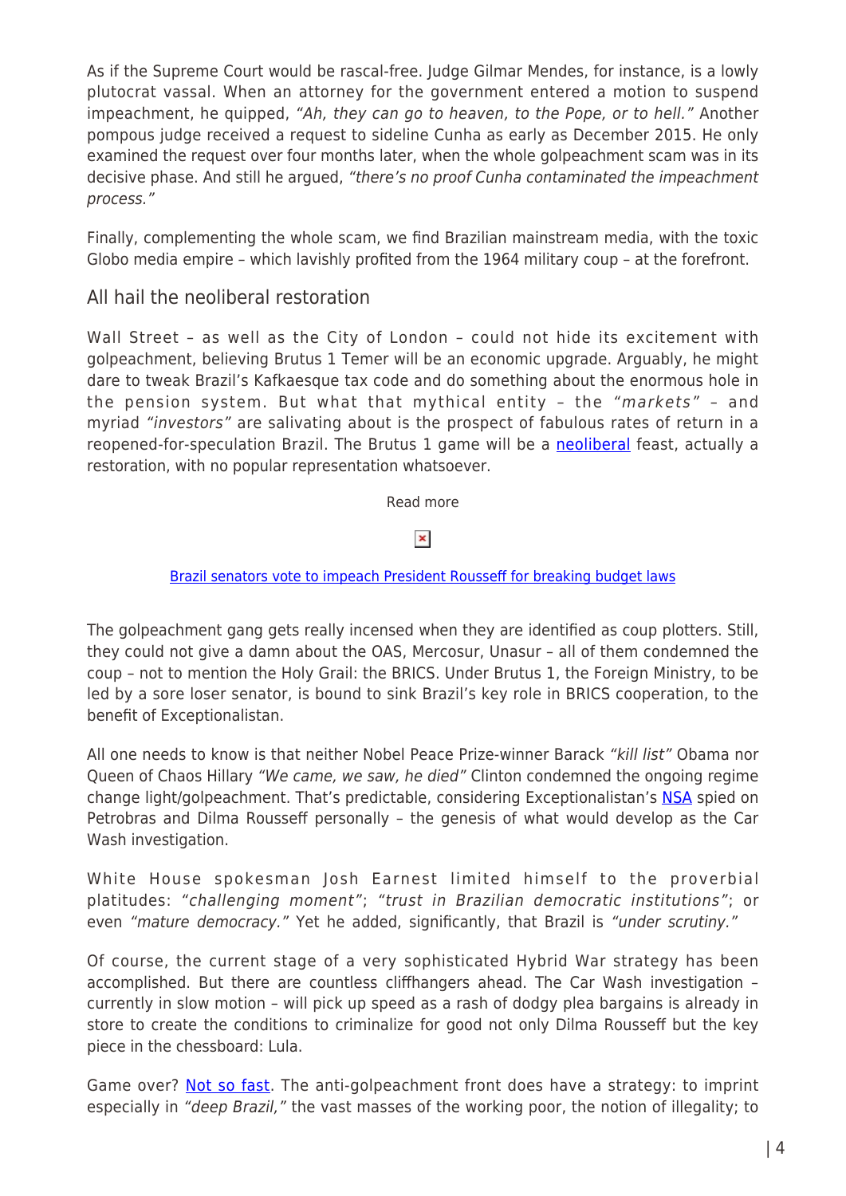As if the Supreme Court would be rascal-free. Judge Gilmar Mendes, for instance, is a lowly plutocrat vassal. When an attorney for the government entered a motion to suspend impeachment, he quipped, *"Ah, they can go to heaven, to the Pope, or to hell."* Another pompous judge received a request to sideline Cunha as early as December 2015. He only examined the request over four months later, when the whole golpeachment scam was in its decisive phase. And still he argued, *"there's no proof Cunha contaminated the impeachment process."*

Finally, complementing the whole scam, we find Brazilian mainstream media, with the toxic Globo media empire – which lavishly profited from the 1964 military coup – at the forefront.

## All hail the neoliberal restoration

Wall Street – as well as the City of London – could not hide its excitement with golpeachment, believing Brutus 1 Temer will be an economic upgrade. Arguably, he might dare to tweak Brazil's Kafkaesque tax code and do something about the enormous hole in the pension system. But what that mythical entity – the *"markets"* – and myriad *"investors"* are salivating about is the prospect of fabulous rates of return in a reopened-for-speculation Brazil. The Brutus 1 game will be a neoliberal feast, actually a restoration, with no popular representation whatsoever.

Read more

Brazil senators vote to impeach President Rousseff for breaking budget laws

The golpeachment gang gets really incensed when they are identified as coup plotters. Still, they could not give a damn about the OAS, Mercosur, Unasur – all of them condemned the coup – not to mention the Holy Grail: the BRICS. Under Brutus 1, the Foreign Ministry, to be led by a sore loser senator, is bound to sink Brazil's key role in BRICS cooperation, to the benefit of Exceptionalistan.

All one needs to know is that neither Nobel Peace Prize-winner Barack *"kill list"* Obama nor Queen of Chaos Hillary *"We came, we saw, he died"* Clinton condemned the ongoing regime change light/golpeachment. That's predictable, considering Exceptionalistan's NSA spied on Petrobras and Dilma Rousseff personally – the genesis of what would develop as the Car Wash investigation.

White House spokesman Josh Earnest limited himself to the proverbial platitudes: *"challenging moment"*; *"trust in Brazilian democratic institutions"*; or even *"mature democracy."* Yet he added, significantly, that Brazil is *"under scrutiny."*

Of course, the current stage of a very sophisticated Hybrid War strategy has been accomplished. But there are countless cliffhangers ahead. The Car Wash investigation – currently in slow motion – will pick up speed as a rash of dodgy plea bargains is already in store to create the conditions to criminalize for good not only Dilma Rousseff but the key piece in the chessboard: Lula.

Game over? Not so fast. The anti-golpeachment front does have a strategy: to imprint especially in *"deep Brazil,"* the vast masses of the working poor, the notion of illegality; to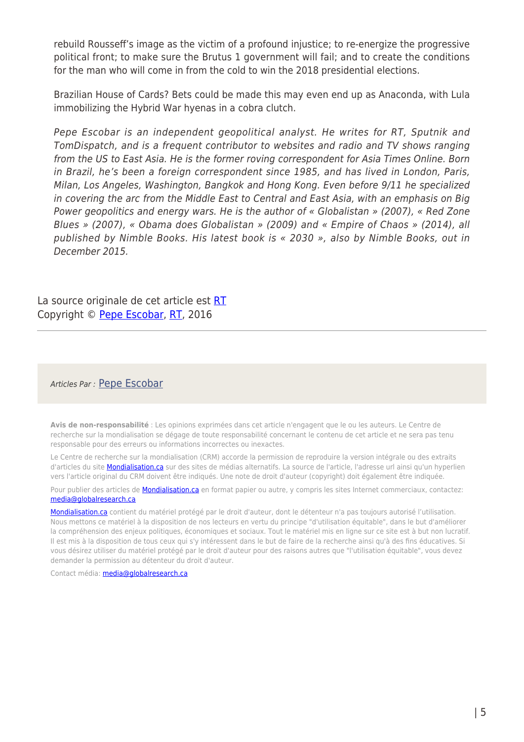rebuild Rousseff's image as the victim of a profound injustice; to re-energize the progressive political front; to make sure the Brutus 1 government will fail; and to create the conditions for the man who will come in from the cold to win the 2018 presidential elections.

Brazilian House of Cards? Bets could be made this may even end up as Anaconda, with Lula immobilizing the Hybrid War hyenas in a cobra clutch.

*Pepe Escobar is an independent geopolitical analyst. He writes for RT, Sputnik and TomDispatch, and is a frequent contributor to websites and radio and TV shows ranging from the US to East Asia. He is the former roving correspondent for Asia Times Online. Born in Brazil, he's been a foreign correspondent since 1985, and has lived in London, Paris, Milan, Los Angeles, Washington, Bangkok and Hong Kong. Even before 9/11 he specialized in covering the arc from the Middle East to Central and East Asia, with an emphasis on Big Power geopolitics and energy wars. He is the author of « Globalistan » (2007), « Red Zone Blues » (2007), « Obama does Globalistan » (2009) and « Empire of Chaos » (2014), all published by Nimble Books. His latest book is « 2030 », also by Nimble Books, out in December 2015.*

La source originale de cet article est RT
Copyright © Pepe Escobar, RT, 2016

---

*Articles Par :* Pepe Escobar

**Avis de non-responsabilité** : Les opinions exprimées dans cet article n'engagent que le ou les auteurs. Le Centre de recherche sur la mondialisation se dégage de toute responsabilité concernant le contenu de cet article et ne sera pas tenu responsable pour des erreurs ou informations incorrectes ou inexactes.

Le Centre de recherche sur la mondialisation (CRM) accorde la permission de reproduire la version intégrale ou des extraits d'articles du site Mondialisation.ca sur des sites de médias alternatifs. La source de l'article, l'adresse url ainsi qu'un hyperlien vers l'article original du CRM doivent être indiqués. Une note de droit d'auteur (copyright) doit également être indiquée.

Pour publier des articles de Mondialisation.ca en format papier ou autre, y compris les sites Internet commerciaux, contactez: media@globalresearch.ca

Mondialisation.ca contient du matériel protégé par le droit d'auteur, dont le détenteur n'a pas toujours autorisé l'utilisation. Nous mettons ce matériel à la disposition de nos lecteurs en vertu du principe "d'utilisation équitable", dans le but d'améliorer la compréhension des enjeux politiques, économiques et sociaux. Tout le matériel mis en ligne sur ce site est à but non lucratif. Il est mis à la disposition de tous ceux qui s'y intéressent dans le but de faire de la recherche ainsi qu'à des fins éducatives. Si vous désirez utiliser du matériel protégé par le droit d'auteur pour des raisons autres que "l'utilisation équitable", vous devez demander la permission au détenteur du droit d'auteur.

Contact média: media@globalresearch.ca